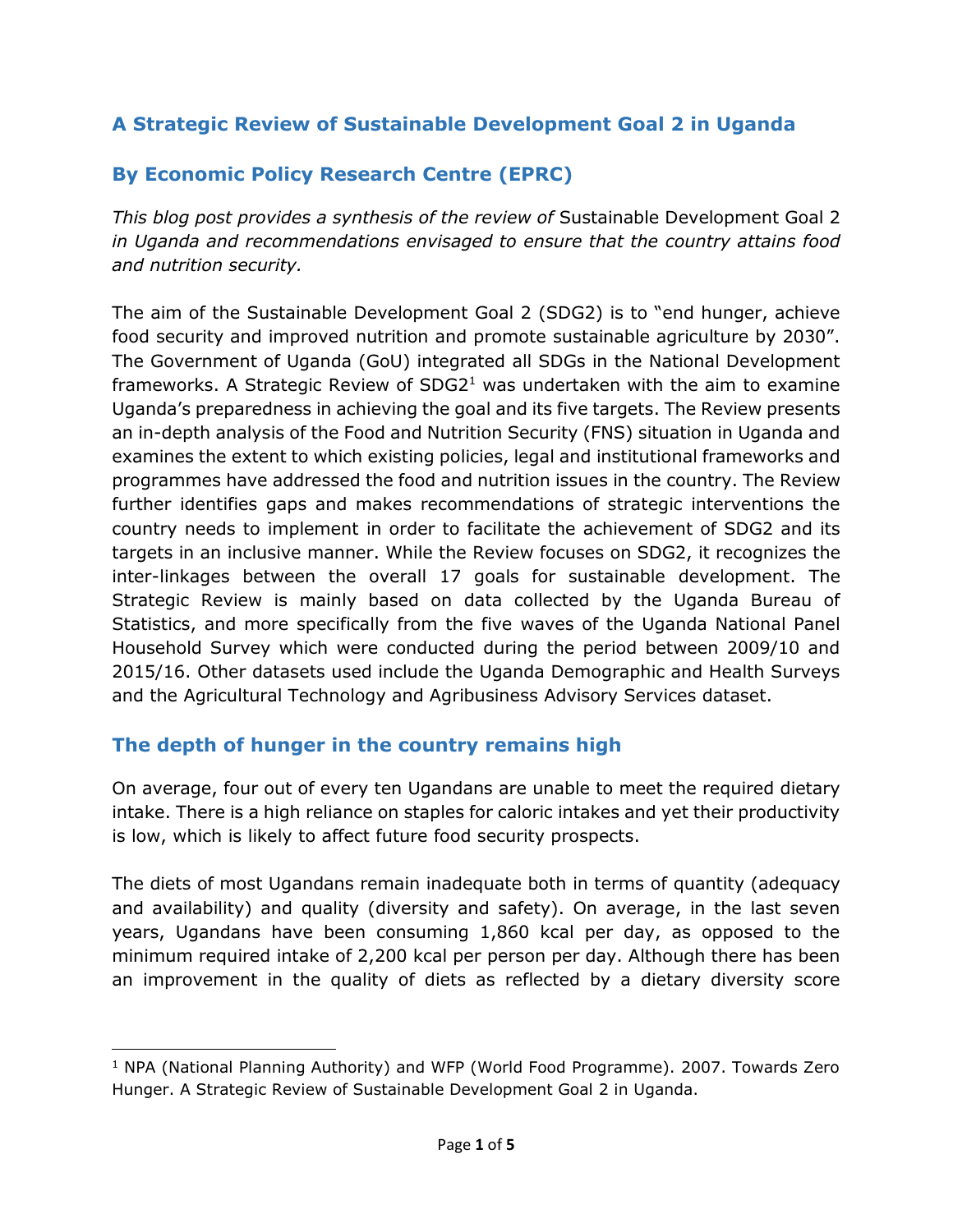## A Strategic Review of Sustainable Development Goal 2 in Uganda

## By Economic Policy Research Centre (EPRC)

*This blog post provides a synthesis of the review of* Sustainable Development Goal 2 *in Uganda and recommendations envisaged to ensure that the country attains food and nutrition security.*

The aim of the Sustainable Development Goal 2 (SDG2) is to "end hunger, achieve food security and improved nutrition and promote sustainable agriculture by 2030". The Government of Uganda (GoU) integrated all SDGs in the National Development frameworks. A Strategic Review of SDG2[1] was undertaken with the aim to examine Uganda's preparedness in achieving the goal and its five targets. The Review presents an in-depth analysis of the Food and Nutrition Security (FNS) situation in Uganda and examines the extent to which existing policies, legal and institutional frameworks and programmes have addressed the food and nutrition issues in the country. The Review further identifies gaps and makes recommendations of strategic interventions the country needs to implement in order to facilitate the achievement of SDG2 and its targets in an inclusive manner. While the Review focuses on SDG2, it recognizes the inter-linkages between the overall 17 goals for sustainable development. The Strategic Review is mainly based on data collected by the Uganda Bureau of Statistics, and more specifically from the five waves of the Uganda National Panel Household Survey which were conducted during the period between 2009/10 and 2015/16. Other datasets used include the Uganda Demographic and Health Surveys and the Agricultural Technology and Agribusiness Advisory Services dataset.

## The depth of hunger in the country remains high

On average, four out of every ten Ugandans are unable to meet the required dietary intake. There is a high reliance on staples for caloric intakes and yet their productivity is low, which is likely to affect future food security prospects.

The diets of most Ugandans remain inadequate both in terms of quantity (adequacy and availability) and quality (diversity and safety). On average, in the last seven years, Ugandans have been consuming 1,860 kcal per day, as opposed to the minimum required intake of 2,200 kcal per person per day. Although there has been an improvement in the quality of diets as reflected by a dietary diversity score

---

[1] NPA (National Planning Authority) and WFP (World Food Programme). 2007. Towards Zero Hunger. A Strategic Review of Sustainable Development Goal 2 in Uganda.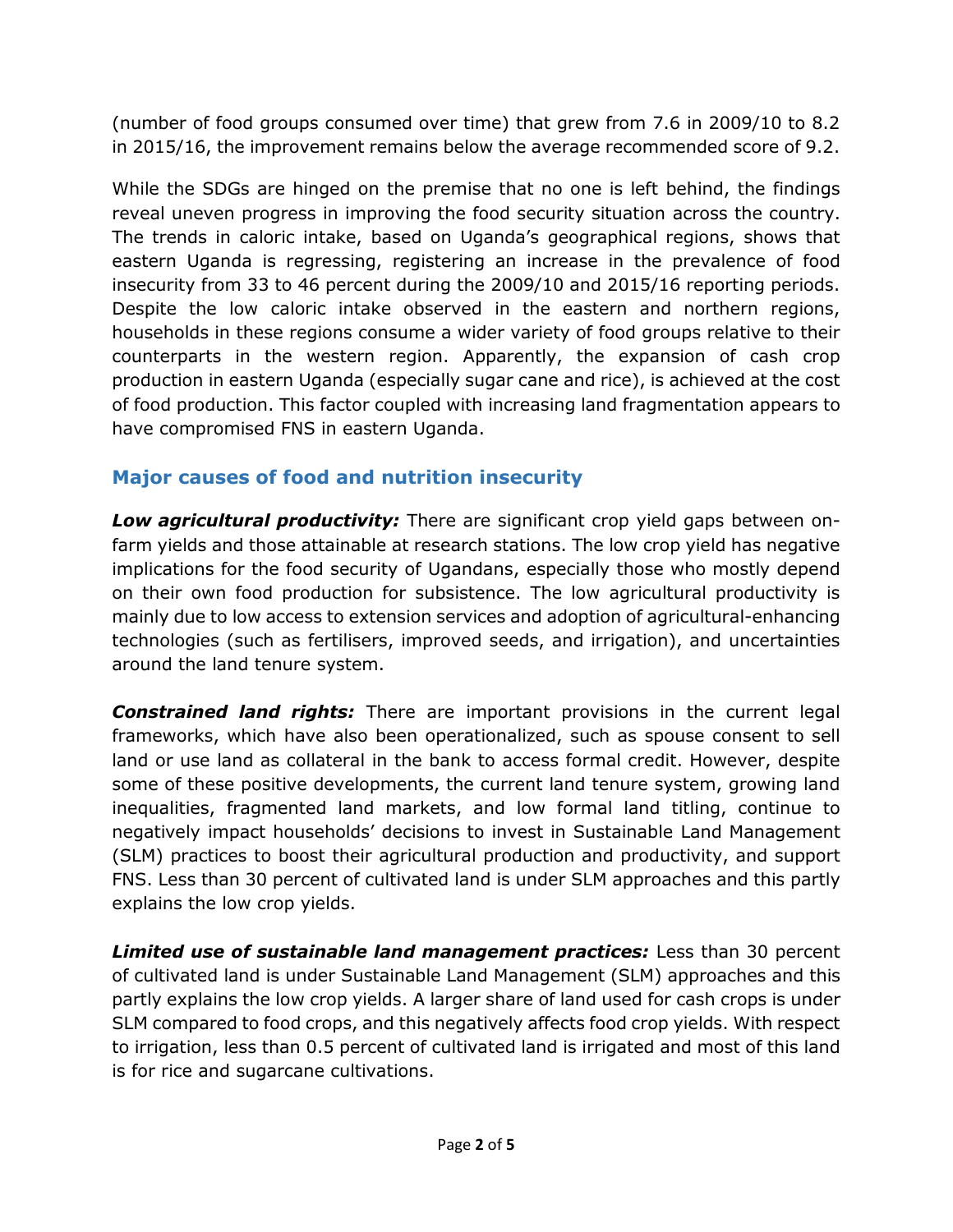(number of food groups consumed over time) that grew from 7.6 in 2009/10 to 8.2 in 2015/16, the improvement remains below the average recommended score of 9.2.

While the SDGs are hinged on the premise that no one is left behind, the findings reveal uneven progress in improving the food security situation across the country. The trends in caloric intake, based on Uganda's geographical regions, shows that eastern Uganda is regressing, registering an increase in the prevalence of food insecurity from 33 to 46 percent during the 2009/10 and 2015/16 reporting periods. Despite the low caloric intake observed in the eastern and northern regions, households in these regions consume a wider variety of food groups relative to their counterparts in the western region. Apparently, the expansion of cash crop production in eastern Uganda (especially sugar cane and rice), is achieved at the cost of food production. This factor coupled with increasing land fragmentation appears to have compromised FNS in eastern Uganda.

## Major causes of food and nutrition insecurity

***Low agricultural productivity:*** There are significant crop yield gaps between on-farm yields and those attainable at research stations. The low crop yield has negative implications for the food security of Ugandans, especially those who mostly depend on their own food production for subsistence. The low agricultural productivity is mainly due to low access to extension services and adoption of agricultural-enhancing technologies (such as fertilisers, improved seeds, and irrigation), and uncertainties around the land tenure system.

***Constrained land rights:*** There are important provisions in the current legal frameworks, which have also been operationalized, such as spouse consent to sell land or use land as collateral in the bank to access formal credit. However, despite some of these positive developments, the current land tenure system, growing land inequalities, fragmented land markets, and low formal land titling, continue to negatively impact households' decisions to invest in Sustainable Land Management (SLM) practices to boost their agricultural production and productivity, and support FNS. Less than 30 percent of cultivated land is under SLM approaches and this partly explains the low crop yields.

***Limited use of sustainable land management practices:*** Less than 30 percent of cultivated land is under Sustainable Land Management (SLM) approaches and this partly explains the low crop yields. A larger share of land used for cash crops is under SLM compared to food crops, and this negatively affects food crop yields. With respect to irrigation, less than 0.5 percent of cultivated land is irrigated and most of this land is for rice and sugarcane cultivations.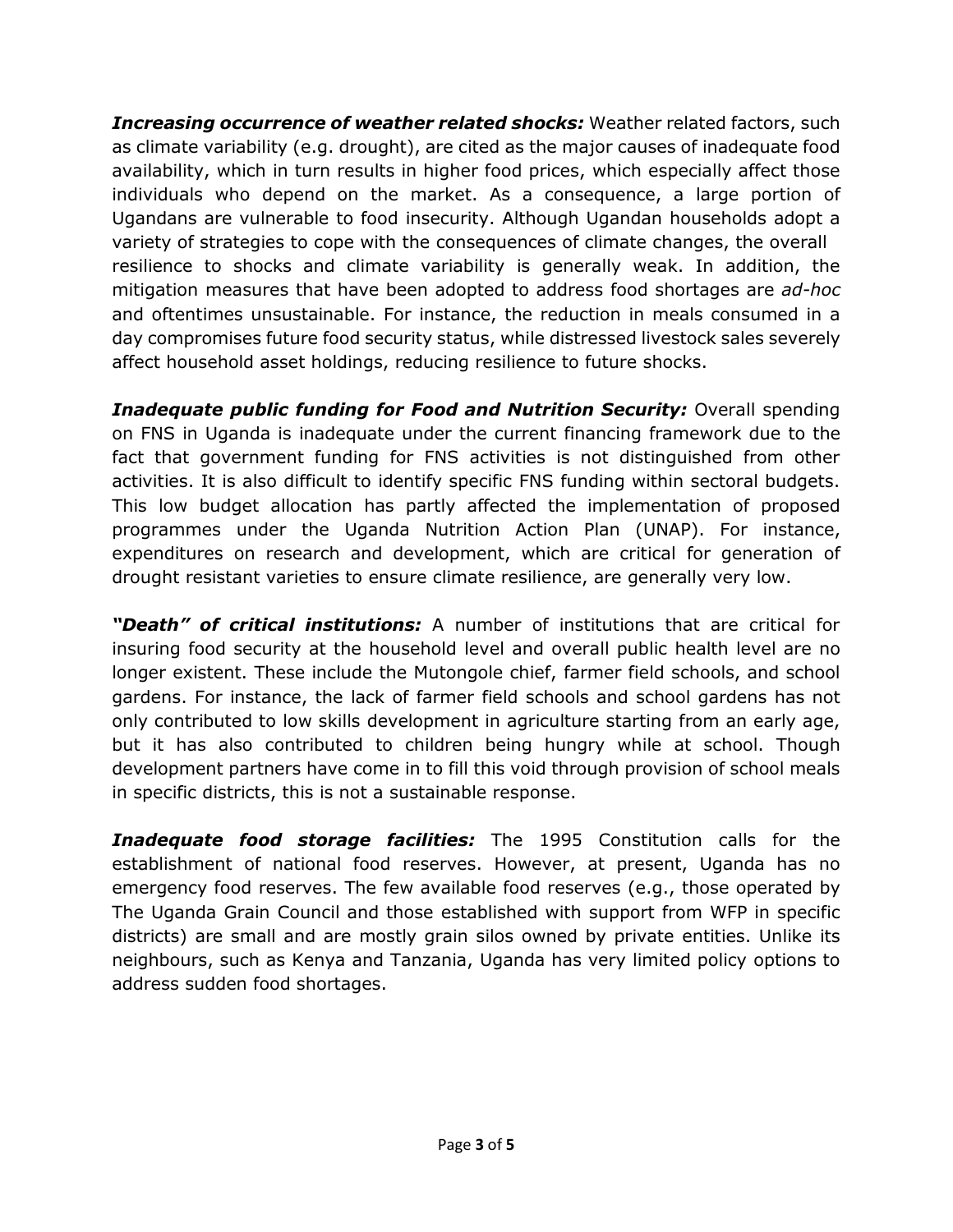***Increasing occurrence of weather related shocks:*** Weather related factors, such as climate variability (e.g. drought), are cited as the major causes of inadequate food availability, which in turn results in higher food prices, which especially affect those individuals who depend on the market. As a consequence, a large portion of Ugandans are vulnerable to food insecurity. Although Ugandan households adopt a variety of strategies to cope with the consequences of climate changes, the overall resilience to shocks and climate variability is generally weak. In addition, the mitigation measures that have been adopted to address food shortages are *ad-hoc* and oftentimes unsustainable. For instance, the reduction in meals consumed in a day compromises future food security status, while distressed livestock sales severely affect household asset holdings, reducing resilience to future shocks.

***Inadequate public funding for Food and Nutrition Security:*** Overall spending on FNS in Uganda is inadequate under the current financing framework due to the fact that government funding for FNS activities is not distinguished from other activities. It is also difficult to identify specific FNS funding within sectoral budgets. This low budget allocation has partly affected the implementation of proposed programmes under the Uganda Nutrition Action Plan (UNAP). For instance, expenditures on research and development, which are critical for generation of drought resistant varieties to ensure climate resilience, are generally very low.

***"Death" of critical institutions:*** A number of institutions that are critical for insuring food security at the household level and overall public health level are no longer existent. These include the Mutongole chief, farmer field schools, and school gardens. For instance, the lack of farmer field schools and school gardens has not only contributed to low skills development in agriculture starting from an early age, but it has also contributed to children being hungry while at school. Though development partners have come in to fill this void through provision of school meals in specific districts, this is not a sustainable response.

***Inadequate food storage facilities:*** The 1995 Constitution calls for the establishment of national food reserves. However, at present, Uganda has no emergency food reserves. The few available food reserves (e.g., those operated by The Uganda Grain Council and those established with support from WFP in specific districts) are small and are mostly grain silos owned by private entities. Unlike its neighbours, such as Kenya and Tanzania, Uganda has very limited policy options to address sudden food shortages.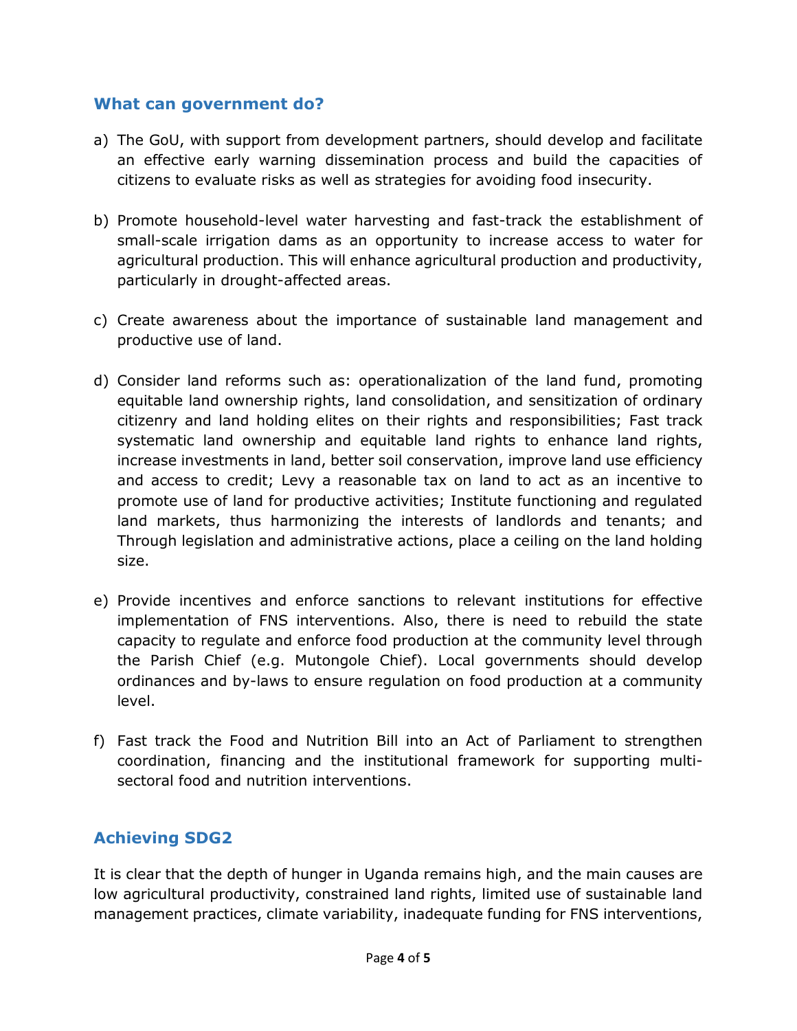## What can government do?

a) The GoU, with support from development partners, should develop and facilitate an effective early warning dissemination process and build the capacities of citizens to evaluate risks as well as strategies for avoiding food insecurity.

b) Promote household-level water harvesting and fast-track the establishment of small-scale irrigation dams as an opportunity to increase access to water for agricultural production. This will enhance agricultural production and productivity, particularly in drought-affected areas.

c) Create awareness about the importance of sustainable land management and productive use of land.

d) Consider land reforms such as: operationalization of the land fund, promoting equitable land ownership rights, land consolidation, and sensitization of ordinary citizenry and land holding elites on their rights and responsibilities; Fast track systematic land ownership and equitable land rights to enhance land rights, increase investments in land, better soil conservation, improve land use efficiency and access to credit; Levy a reasonable tax on land to act as an incentive to promote use of land for productive activities; Institute functioning and regulated land markets, thus harmonizing the interests of landlords and tenants; and Through legislation and administrative actions, place a ceiling on the land holding size.

e) Provide incentives and enforce sanctions to relevant institutions for effective implementation of FNS interventions. Also, there is need to rebuild the state capacity to regulate and enforce food production at the community level through the Parish Chief (e.g. Mutongole Chief). Local governments should develop ordinances and by-laws to ensure regulation on food production at a community level.

f) Fast track the Food and Nutrition Bill into an Act of Parliament to strengthen coordination, financing and the institutional framework for supporting multi-sectoral food and nutrition interventions.

## Achieving SDG2

It is clear that the depth of hunger in Uganda remains high, and the main causes are low agricultural productivity, constrained land rights, limited use of sustainable land management practices, climate variability, inadequate funding for FNS interventions,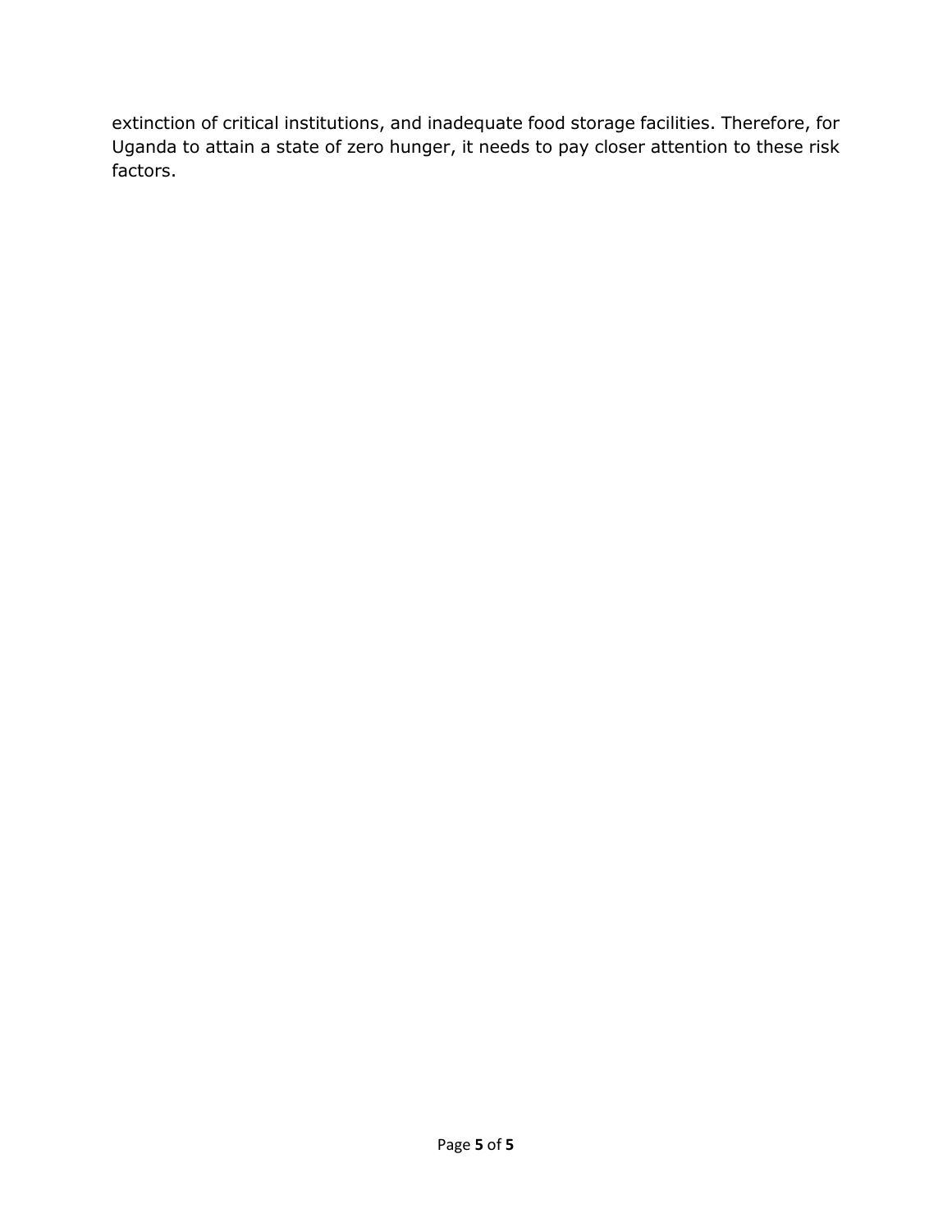extinction of critical institutions, and inadequate food storage facilities. Therefore, for Uganda to attain a state of zero hunger, it needs to pay closer attention to these risk factors.